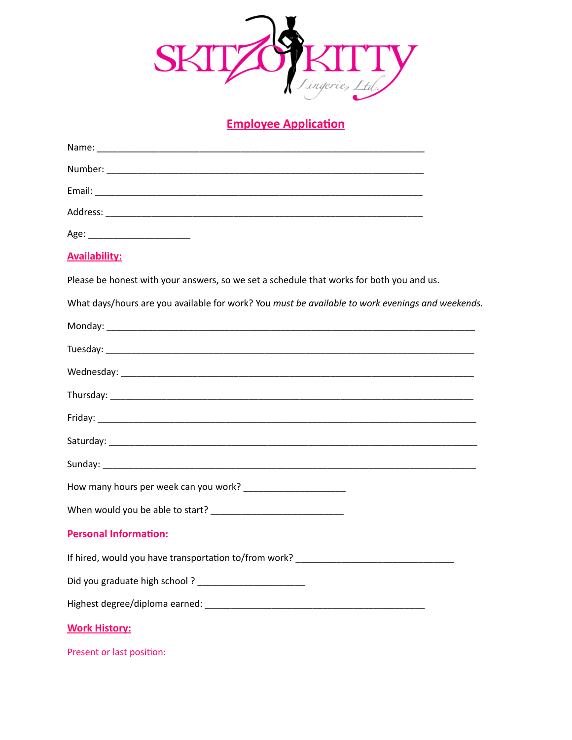SKITZO KITTY
Lingerie, Ltd.

## Employee Application

Name: ___________________________________________________________

Number: _________________________________________________________

Email: ___________________________________________________________

Address: _________________________________________________________

Age: ___________________

### Availability:

Please be honest with your answers, so we set a schedule that works for both you and us.

What days/hours are you available for work? You *must be available to work evenings and weekends.*

Monday: ___________________________________________________________________

Tuesday: ___________________________________________________________________

Wednesday: _________________________________________________________________

Thursday: __________________________________________________________________

Friday: ____________________________________________________________________

Saturday: __________________________________________________________________

Sunday: ___________________________________________________________________

How many hours per week can you work? ___________________

When would you be able to start? ________________________

### Personal Information:

If hired, would you have transportation to/from work? _____________________________

Did you graduate high school ? ____________________

Highest degree/diploma earned: __________________________________________

### Work History:

Present or last position: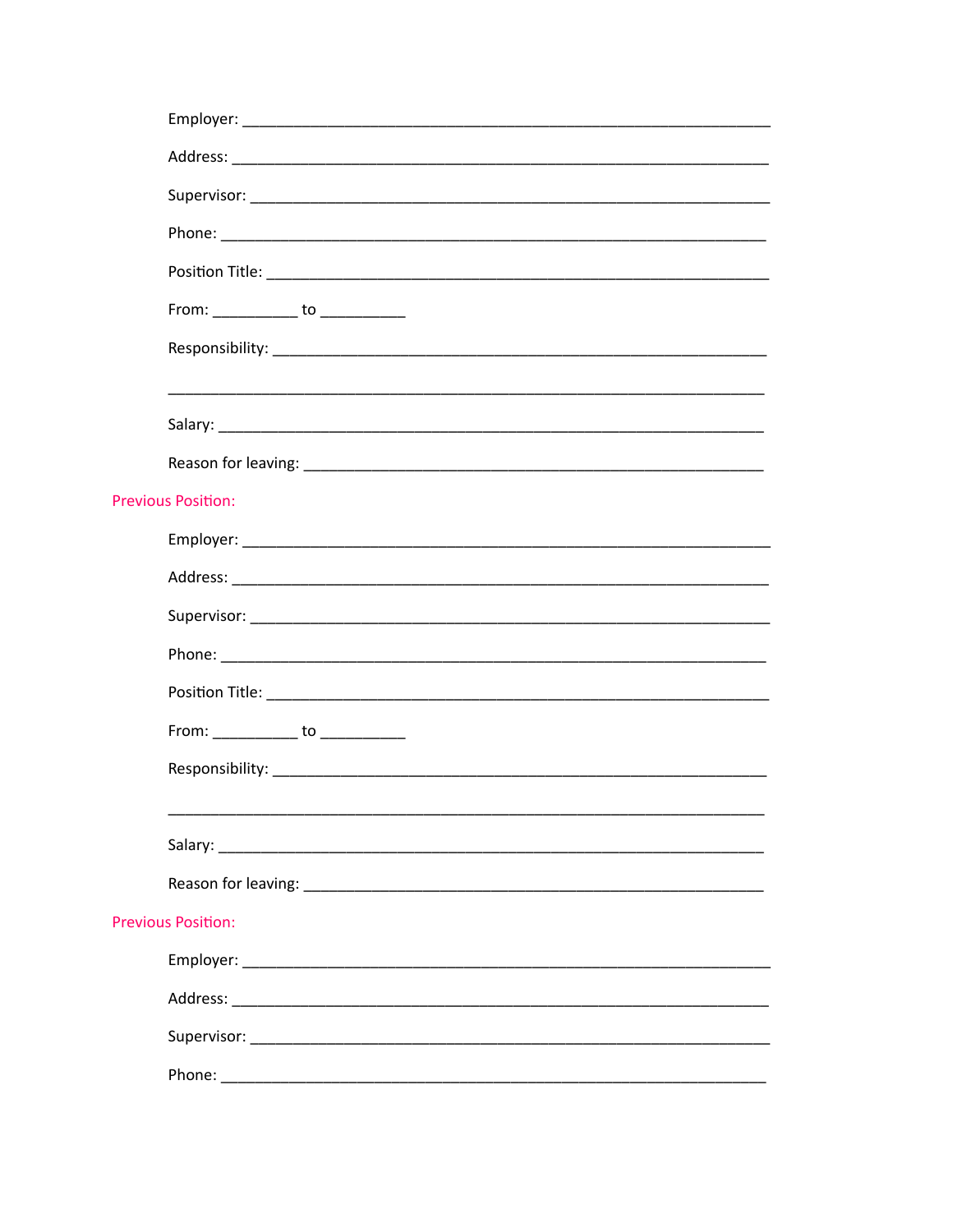Employer: ___________________________________________________________

Address: ___________________________________________________________

Supervisor: _________________________________________________________

Phone: ____________________________________________________________

Position Title: _______________________________________________________

From: __________ to __________

Responsibility: _______________________________________________________

___________________________________________________________________

Salary: ____________________________________________________________

Reason for leaving: ___________________________________________________

## Previous Position:

Employer: ___________________________________________________________

Address: ___________________________________________________________

Supervisor: _________________________________________________________

Phone: ____________________________________________________________

Position Title: _______________________________________________________

From: __________ to __________

Responsibility: _______________________________________________________

___________________________________________________________________

Salary: ____________________________________________________________

Reason for leaving: ___________________________________________________

## Previous Position:

Employer: ___________________________________________________________

Address: ___________________________________________________________

Supervisor: _________________________________________________________

Phone: ____________________________________________________________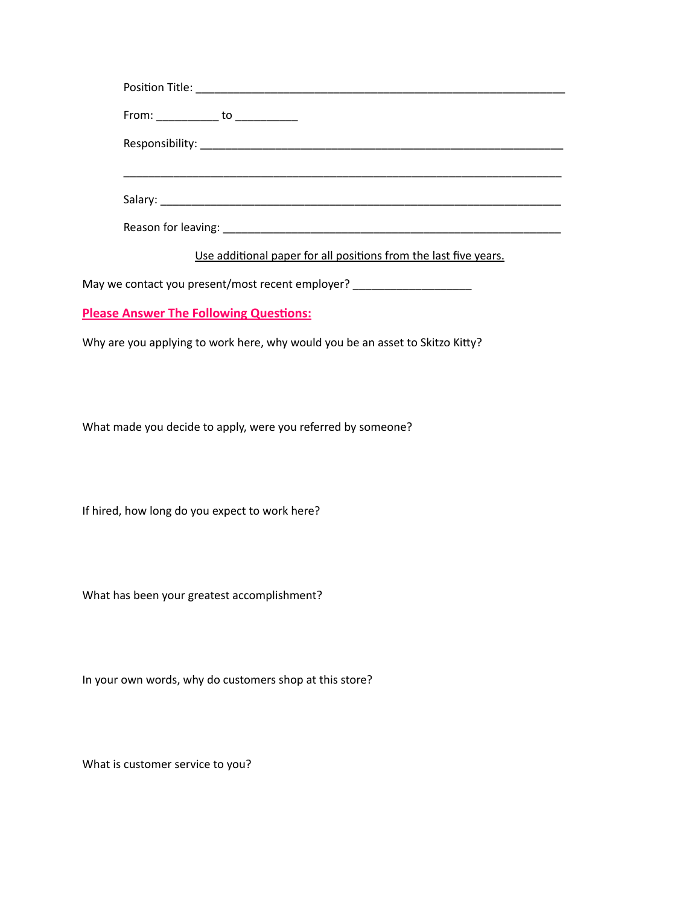Position Title: ____________________________________________________________

From: __________ to __________

Responsibility: ___________________________________________________________

_________________________________________________________________________

Salary: __________________________________________________________________

Reason for leaving: ______________________________________________________

Use additional paper for all positions from the last five years.

May we contact you present/most recent employer? ___________________

**Please Answer The Following Questions:**

Why are you applying to work here, why would you be an asset to Skitzo Kitty?

What made you decide to apply, were you referred by someone?

If hired, how long do you expect to work here?

What has been your greatest accomplishment?

In your own words, why do customers shop at this store?

What is customer service to you?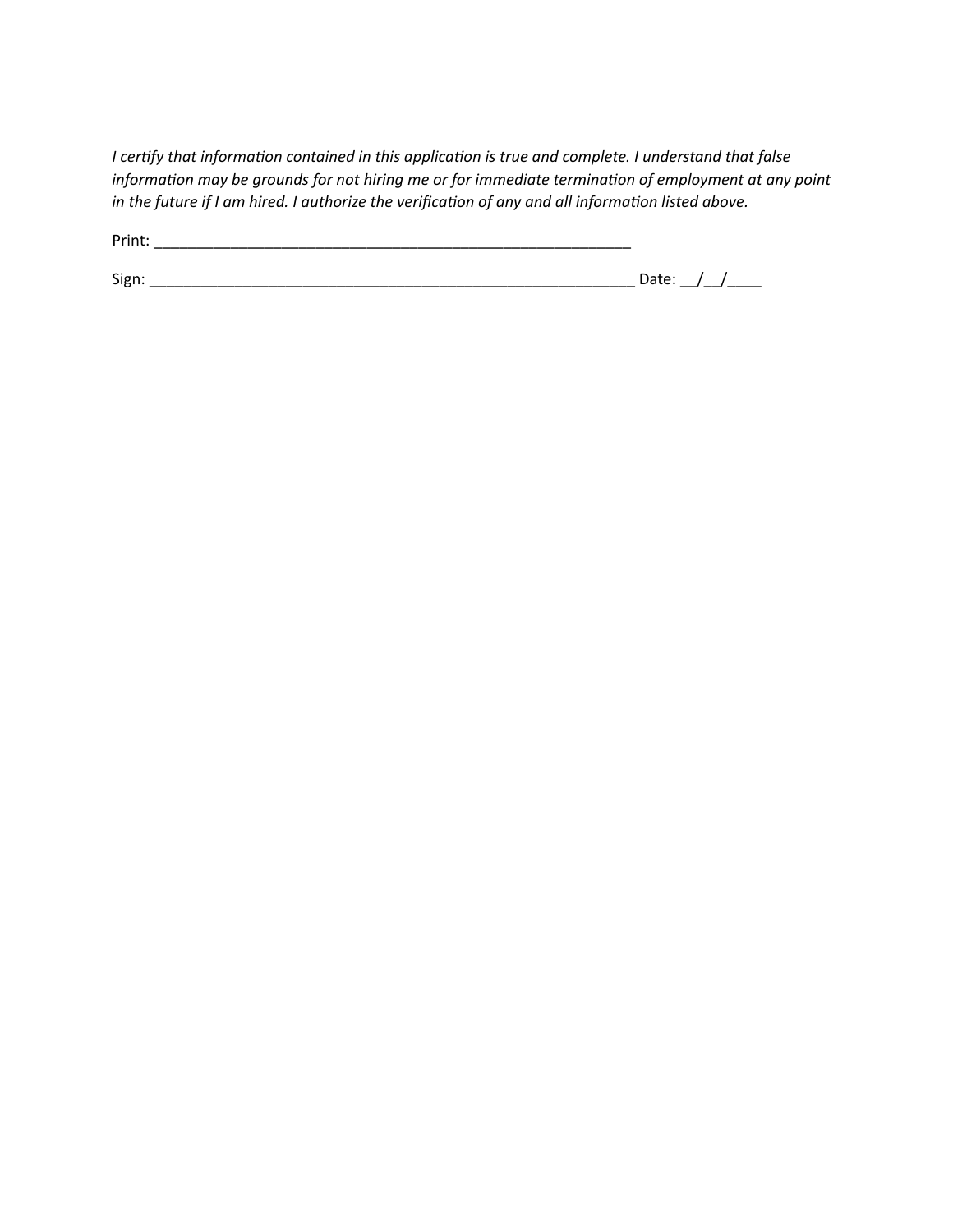*I certify that information contained in this application is true and complete. I understand that false information may be grounds for not hiring me or for immediate termination of employment at any point in the future if I am hired. I authorize the verification of any and all information listed above.*

Print: ___________________________________________________________

Sign: ____________________________________________________________ Date: __/__/____